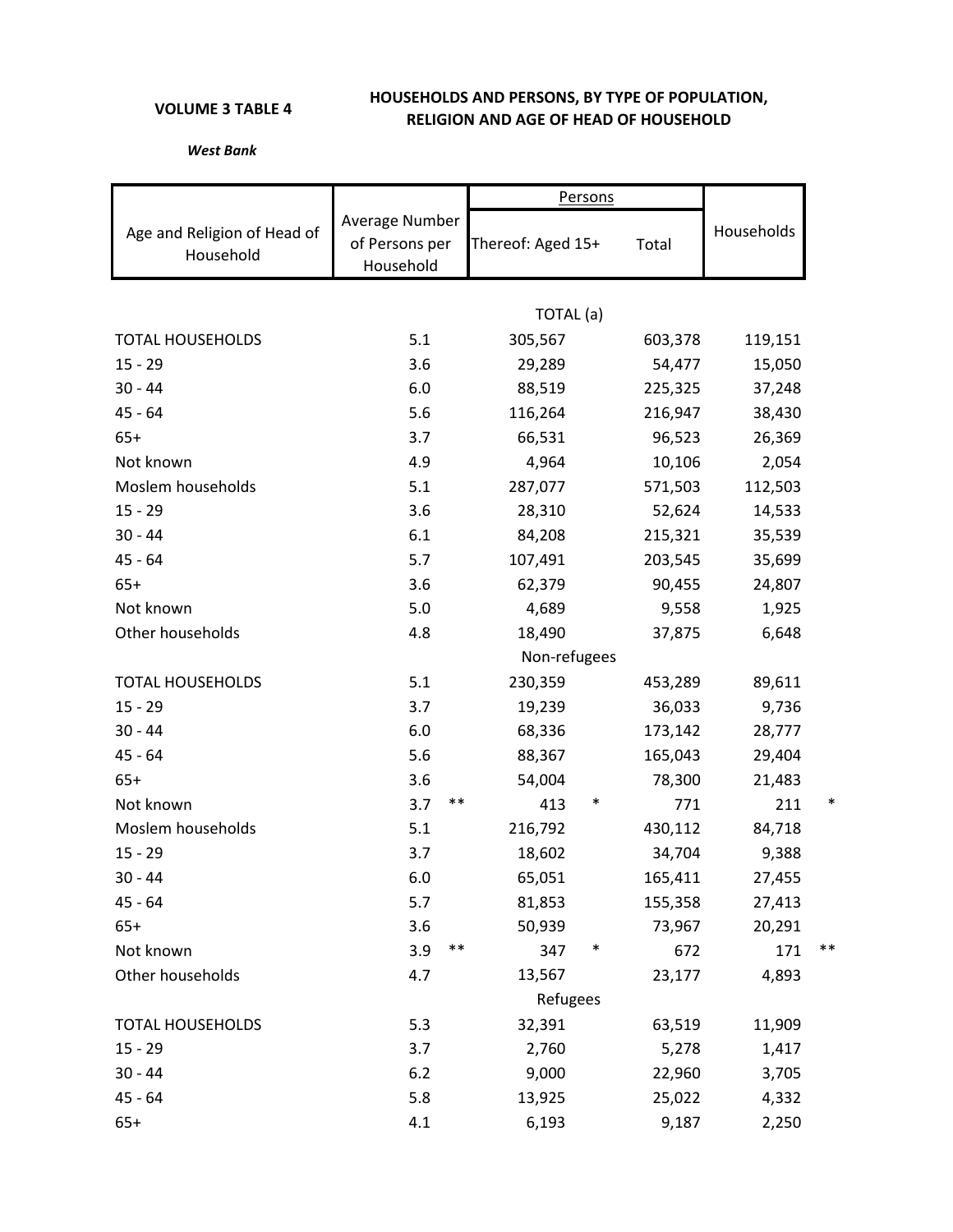**VOLUME 3 TABLE 4**

**HOUSEHOLDS AND PERSONS, BY TYPE OF POPULATION, RELIGION AND AGE OF HEAD OF HOUSEHOLD**

***West Bank***

| Age and Religion of Head of Household | Average Number of Persons per Household | Persons | | Households |
|---|---|---|---|---|
| | | Thereof: Aged 15+ | Total | |
| | | **TOTAL (a)** | | |
| TOTAL HOUSEHOLDS | 5.1 | 305,567 | 603,378 | 119,151 |
| 15 - 29 | 3.6 | 29,289 | 54,477 | 15,050 |
| 30 - 44 | 6.0 | 88,519 | 225,325 | 37,248 |
| 45 - 64 | 5.6 | 116,264 | 216,947 | 38,430 |
| 65+ | 3.7 | 66,531 | 96,523 | 26,369 |
| Not known | 4.9 | 4,964 | 10,106 | 2,054 |
| Moslem households | 5.1 | 287,077 | 571,503 | 112,503 |
| 15 - 29 | 3.6 | 28,310 | 52,624 | 14,533 |
| 30 - 44 | 6.1 | 84,208 | 215,321 | 35,539 |
| 45 - 64 | 5.7 | 107,491 | 203,545 | 35,699 |
| 65+ | 3.6 | 62,379 | 90,455 | 24,807 |
| Not known | 5.0 | 4,689 | 9,558 | 1,925 |
| Other households | 4.8 | 18,490 | 37,875 | 6,648 |
| | | **Non-refugees** | | |
| TOTAL HOUSEHOLDS | 5.1 | 230,359 | 453,289 | 89,611 |
| 15 - 29 | 3.7 | 19,239 | 36,033 | 9,736 |
| 30 - 44 | 6.0 | 68,336 | 173,142 | 28,777 |
| 45 - 64 | 5.6 | 88,367 | 165,043 | 29,404 |
| 65+ | 3.6 | 54,004 | 78,300 | 21,483 |
| Not known | 3.7 ** | 413 * | 771 | 211 * |
| Moslem households | 5.1 | 216,792 | 430,112 | 84,718 |
| 15 - 29 | 3.7 | 18,602 | 34,704 | 9,388 |
| 30 - 44 | 6.0 | 65,051 | 165,411 | 27,455 |
| 45 - 64 | 5.7 | 81,853 | 155,358 | 27,413 |
| 65+ | 3.6 | 50,939 | 73,967 | 20,291 |
| Not known | 3.9 ** | 347 * | 672 | 171 ** |
| Other households | 4.7 | 13,567 | 23,177 | 4,893 |
| | | **Refugees** | | |
| TOTAL HOUSEHOLDS | 5.3 | 32,391 | 63,519 | 11,909 |
| 15 - 29 | 3.7 | 2,760 | 5,278 | 1,417 |
| 30 - 44 | 6.2 | 9,000 | 22,960 | 3,705 |
| 45 - 64 | 5.8 | 13,925 | 25,022 | 4,332 |
| 65+ | 4.1 | 6,193 | 9,187 | 2,250 |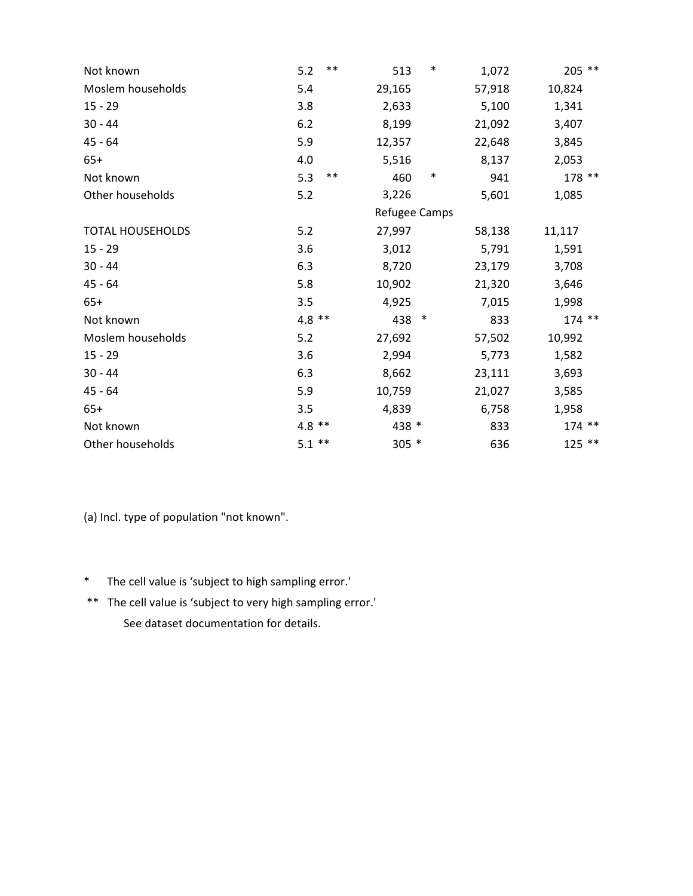| | | | | |
|---|---|---|---|---|
| Not known | 5.2 ** | 513 * | 1,072 | 205 ** |
| Moslem households | 5.4 | 29,165 | 57,918 | 10,824 |
| 15 - 29 | 3.8 | 2,633 | 5,100 | 1,341 |
| 30 - 44 | 6.2 | 8,199 | 21,092 | 3,407 |
| 45 - 64 | 5.9 | 12,357 | 22,648 | 3,845 |
| 65+ | 4.0 | 5,516 | 8,137 | 2,053 |
| Not known | 5.3 ** | 460 * | 941 | 178 ** |
| Other households | 5.2 | 3,226 | 5,601 | 1,085 |
| | | Refugee Camps | | |
| TOTAL HOUSEHOLDS | 5.2 | 27,997 | 58,138 | 11,117 |
| 15 - 29 | 3.6 | 3,012 | 5,791 | 1,591 |
| 30 - 44 | 6.3 | 8,720 | 23,179 | 3,708 |
| 45 - 64 | 5.8 | 10,902 | 21,320 | 3,646 |
| 65+ | 3.5 | 4,925 | 7,015 | 1,998 |
| Not known | 4.8 ** | 438 * | 833 | 174 ** |
| Moslem households | 5.2 | 27,692 | 57,502 | 10,992 |
| 15 - 29 | 3.6 | 2,994 | 5,773 | 1,582 |
| 30 - 44 | 6.3 | 8,662 | 23,111 | 3,693 |
| 45 - 64 | 5.9 | 10,759 | 21,027 | 3,585 |
| 65+ | 3.5 | 4,839 | 6,758 | 1,958 |
| Not known | 4.8 ** | 438 * | 833 | 174 ** |
| Other households | 5.1 ** | 305 * | 636 | 125 ** |

(a) Incl. type of population "not known".

\* The cell value is 'subject to high sampling error.'

** The cell value is 'subject to very high sampling error.'
See dataset documentation for details.